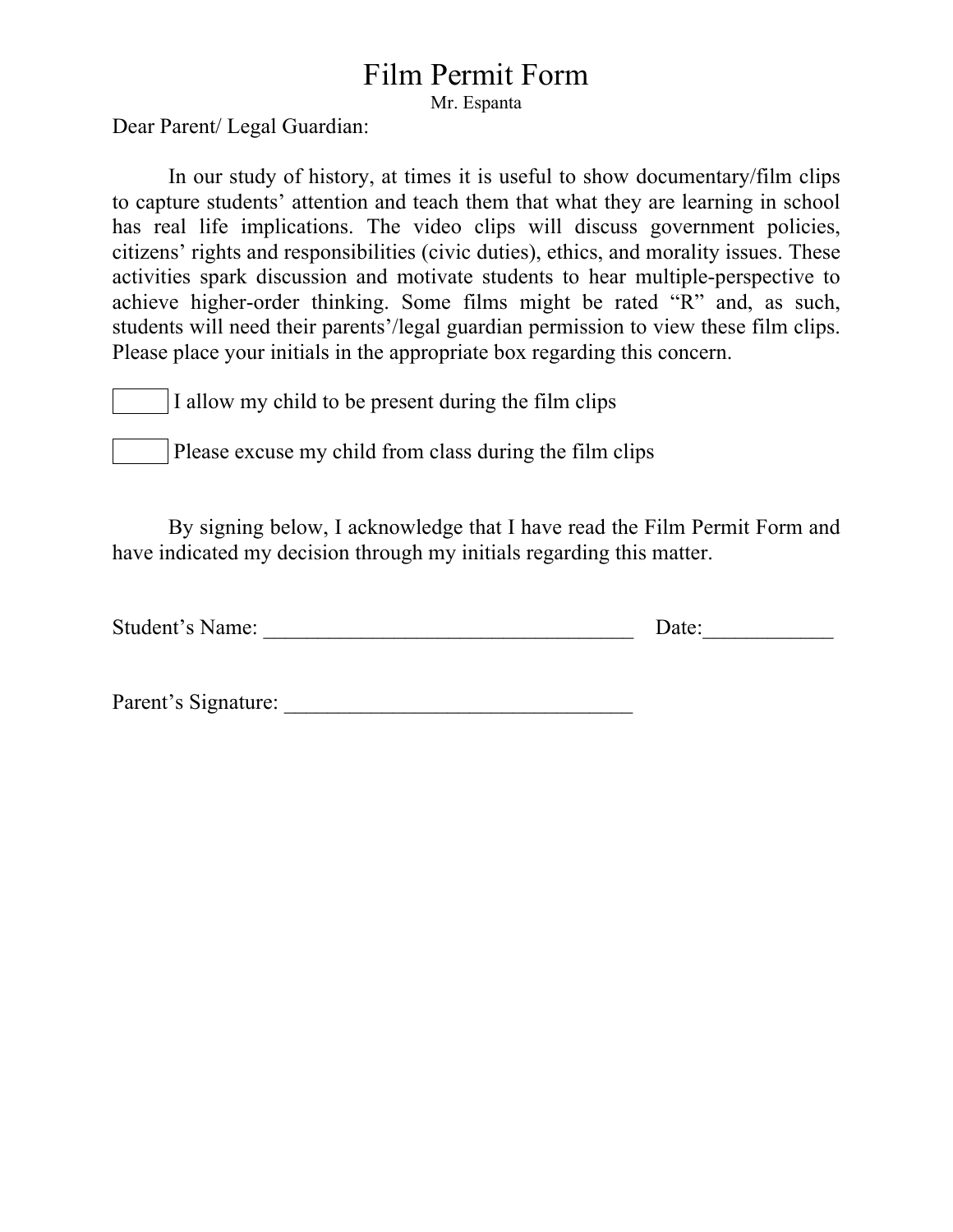# Film Permit Form

Mr. Espanta

Dear Parent/ Legal Guardian:

In our study of history, at times it is useful to show documentary/film clips to capture students' attention and teach them that what they are learning in school has real life implications. The video clips will discuss government policies, citizens' rights and responsibilities (civic duties), ethics, and morality issues. These activities spark discussion and motivate students to hear multiple-perspective to achieve higher-order thinking. Some films might be rated "R" and, as such, students will need their parents'/legal guardian permission to view these film clips. Please place your initials in the appropriate box regarding this concern.

☐ I allow my child to be present during the film clips

☐ Please excuse my child from class during the film clips

By signing below, I acknowledge that I have read the Film Permit Form and have indicated my decision through my initials regarding this matter.

Student's Name: ___________________________________ Date:____________

Parent's Signature: ________________________________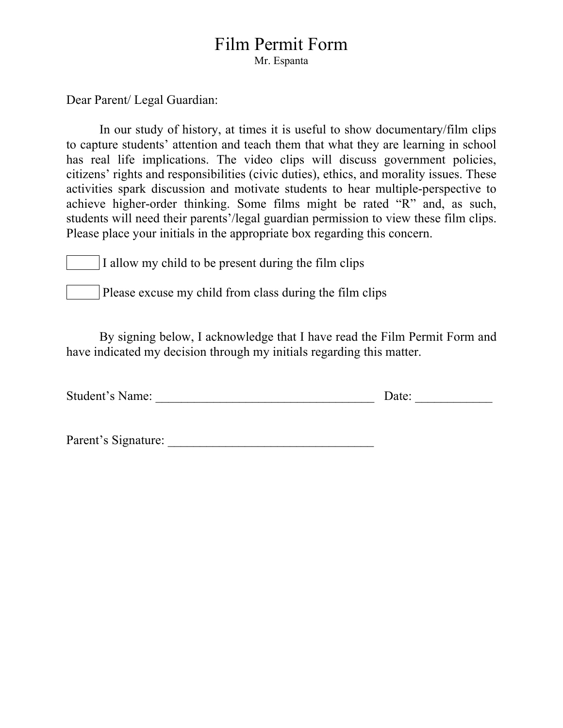# Film Permit Form

Mr. Espanta

Dear Parent/ Legal Guardian:

In our study of history, at times it is useful to show documentary/film clips to capture students' attention and teach them that what they are learning in school has real life implications. The video clips will discuss government policies, citizens' rights and responsibilities (civic duties), ethics, and morality issues. These activities spark discussion and motivate students to hear multiple-perspective to achieve higher-order thinking. Some films might be rated "R" and, as such, students will need their parents'/legal guardian permission to view these film clips. Please place your initials in the appropriate box regarding this concern.

☐ I allow my child to be present during the film clips

☐ Please excuse my child from class during the film clips

By signing below, I acknowledge that I have read the Film Permit Form and have indicated my decision through my initials regarding this matter.

Student's Name: ___________________________________ Date: ____________

Parent's Signature: _________________________________